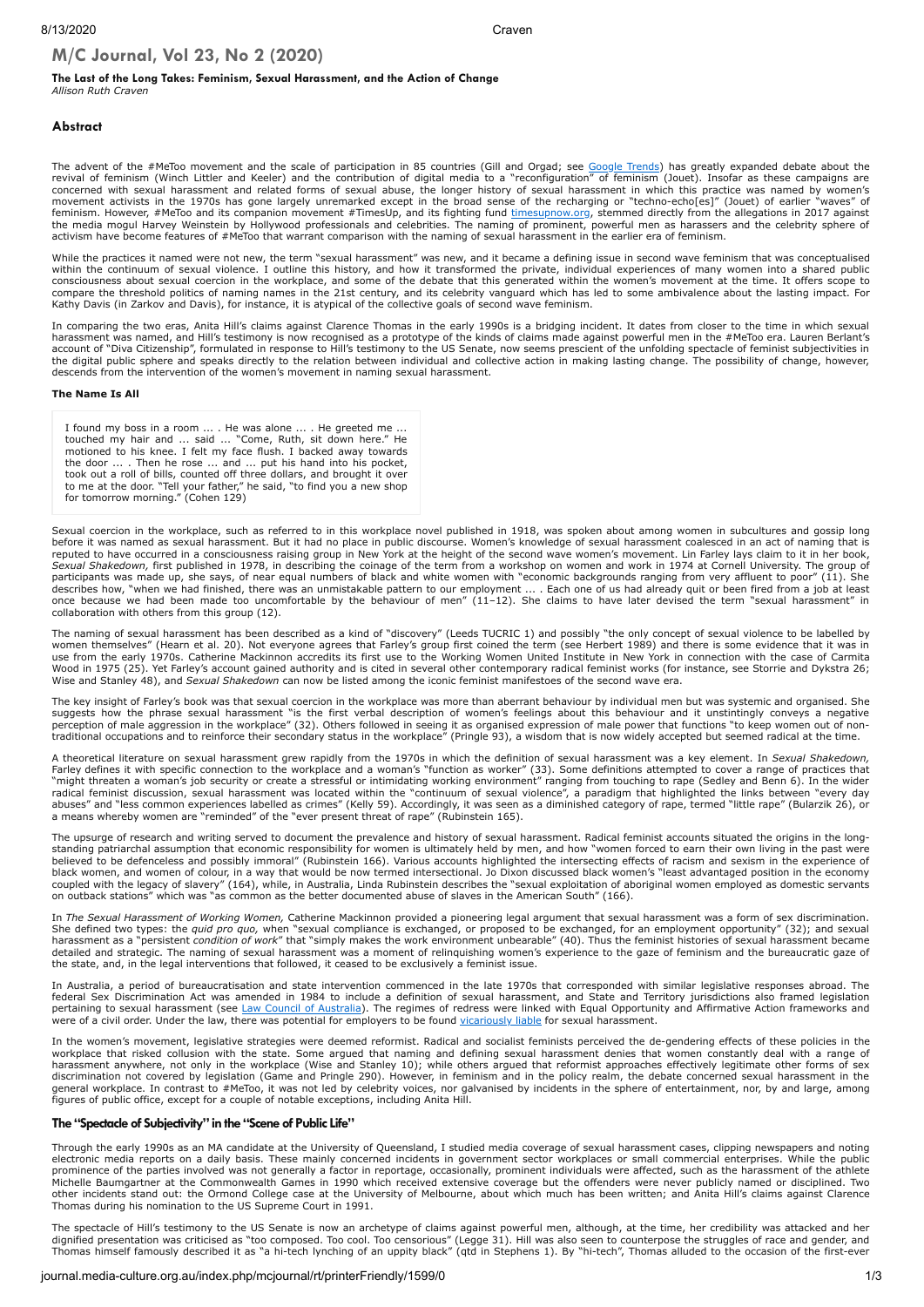# M/C Journal, Vol 23, No 2 (2020)

**The Last of the Long Takes: Feminism, Sexual Harassment, and the Action of Change**
*Allison Ruth Craven*

## Abstract

The advent of the #MeToo movement and the scale of participation in 85 countries (Gill and Orgad; see Google Trends) has greatly expanded debate about the revival of feminism (Winch Littler and Keeler) and the contribution of digital media to a "reconfiguration" of feminism (Jouet). Insofar as these campaigns are concerned with sexual harassment and related forms of sexual abuse, the longer history of sexual harassment in which this practice was named by women's movement activists in the 1970s has gone largely unremarked except in the broad sense of the recharging or "techno-echo[es]" (Jouet) of earlier "waves" of feminism. However, #MeToo and its companion movement #TimesUp, and its fighting fund timesupnow.org, stemmed directly from the allegations in 2017 against the media mogul Harvey Weinstein by Hollywood professionals and celebrities. The naming of prominent, powerful men as harassers and the celebrity sphere of activism have become features of #MeToo that warrant comparison with the naming of sexual harassment in the earlier era of feminism.

While the practices it named were not new, the term "sexual harassment" was new, and it became a defining issue in second wave feminism that was conceptualised within the continuum of sexual violence. I outline this history, and how it transformed the private, individual experiences of many women into a shared public consciousness about sexual coercion in the workplace, and some of the debate that this generated within the women's movement at the time. It offers scope to compare the threshold politics of naming names in the 21st century, and its celebrity vanguard which has led to some ambivalence about the lasting impact. For Kathy Davis (in Zarkov and Davis), for instance, it is atypical of the collective goals of second wave feminism.

In comparing the two eras, Anita Hill's claims against Clarence Thomas in the early 1990s is a bridging incident. It dates from closer to the time in which sexual harassment was named, and Hill's testimony is now recognised as a prototype of the kinds of claims made against powerful men in the #MeToo era. Lauren Berlant's account of "Diva Citizenship", formulated in response to Hill's testimony to the US Senate, now seems prescient of the unfolding spectacle of feminist subjectivities in the digital public sphere and speaks directly to the relation between individual and collective action in making lasting change. The possibility of change, however, descends from the intervention of the women's movement in naming sexual harassment.

### The Name Is All

> I found my boss in a room ... . He was alone ... . He greeted me ... touched my hair and ... said ... "Come, Ruth, sit down here." He motioned to his knee. I felt my face flush. I backed away towards the door ... . Then he rose ... and ... put his hand into his pocket, took out a roll of bills, counted off three dollars, and brought it over to me at the door. "Tell your father," he said, "to find you a new shop for tomorrow morning." (Cohen 129)

Sexual coercion in the workplace, such as referred to in this workplace novel published in 1918, was spoken about among women in subcultures and gossip long before it was named as sexual harassment. But it had no place in public discourse. Women's knowledge of sexual harassment coalesced in an act of naming that is reputed to have occurred in a consciousness raising group in New York at the height of the second wave women's movement. Lin Farley lays claim to it in her book, *Sexual Shakedown*, first published in 1978, in describing the coinage of the term from a workshop on women and work in 1974 at Cornell University. The group of participants was made up, she says, of near equal numbers of black and white women with "economic backgrounds ranging from very affluent to poor" (11). She describes how, "when we had finished, there was an unmistakable pattern to our employment ... . Each one of us had already quit or been fired from a job at least once because we had been made too uncomfortable by the behaviour of men" (11–12). She claims to have later devised the term "sexual harassment" in collaboration with others from this group (12).

The naming of sexual harassment has been described as a kind of "discovery" (Leeds TUCRIC 1) and possibly "the only concept of sexual violence to be labelled by women themselves" (Hearn et al. 20). Not everyone agrees that Farley's group first coined the term (see Herbert 1989) and there is some evidence that it was in use from the early 1970s. Catherine Mackinnon accredits its first use to the Working Women United Institute in New York in connection with the case of Carmita Wood in 1975 (25). Yet Farley's account gained authority and is cited in several other contemporary radical feminist works (for instance, see Storrie and Dykstra 26; Wise and Stanley 48), and *Sexual Shakedown* can now be listed among the iconic feminist manifestoes of the second wave era.

The key insight of Farley's book was that sexual coercion in the workplace was more than aberrant behaviour by individual men but was systemic and organised. She suggests how the phrase sexual harassment "is the first verbal description of women's feelings about this behaviour and it unstintingly conveys a negative perception of male aggression in the workplace" (32). Others followed in seeing it as organised expression of male power that functions "to keep women out of non-traditional occupations and to reinforce their secondary status in the workplace" (Pringle 93), a wisdom that is now widely accepted but seemed radical at the time.

A theoretical literature on sexual harassment grew rapidly from the 1970s in which the definition of sexual harassment was a key element. In *Sexual Shakedown,* Farley defines it with specific connection to the workplace and a woman's "function as worker" (33). Some definitions attempted to cover a range of practices that "might threaten a woman's job security or create a stressful or intimidating working environment" ranging from touching to rape (Sedley and Benn 6). In the wider radical feminist discussion, sexual harassment was located within the "continuum of sexual violence", a paradigm that highlighted the links between "every day abuses" and "less common experiences labelled as crimes" (Kelly 59). Accordingly, it was seen as a diminished category of rape, termed "little rape" (Bularzik 26), or a means whereby women are "reminded" of the "ever present threat of rape" (Rubinstein 165).

The upsurge of research and writing served to document the prevalence and history of sexual harassment. Radical feminist accounts situated the origins in the long-standing patriarchal assumption that economic responsibility for women is ultimately held by men, and how "women forced to earn their own living in the past were believed to be defenceless and possibly immoral" (Rubinstein 166). Various accounts highlighted the intersecting effects of racism and sexism in the experience of black women, and women of colour, in a way that would now be termed intersectional. Jo Dixon discussed black women's "least advantaged position in the economy coupled with the legacy of slavery" (164), while, in Australia, Linda Rubinstein describes the "sexual exploitation of aboriginal women employed as domestic servants on outback stations" which was "as common as the better documented abuse of slaves in the American South" (166).

In *The Sexual Harassment of Working Women,* Catherine Mackinnon provided a pioneering legal argument that sexual harassment was a form of sex discrimination. She defined two types: the *quid pro quo,* when "sexual compliance is exchanged, or proposed to be exchanged, for an employment opportunity" (32); and sexual harassment as a "persistent *condition of work*" that "simply makes the work environment unbearable" (40). Thus the feminist histories of sexual harassment became detailed and strategic. The naming of sexual harassment was a moment of relinquishing women's experience to the gaze of feminism and the bureaucratic gaze of the state, and, in the legal interventions that followed, it ceased to be exclusively a feminist issue.

In Australia, a period of bureaucratisation and state intervention commenced in the late 1970s that corresponded with similar legislative responses abroad. The federal Sex Discrimination Act was amended in 1984 to include a definition of sexual harassment, and State and Territory jurisdictions also framed legislation pertaining to sexual harassment (see Law Council of Australia). The regimes of redress were linked with Equal Opportunity and Affirmative Action frameworks and were of a civil order. Under the law, there was potential for employers to be found vicariously liable for sexual harassment.

In the women's movement, legislative strategies were deemed reformist. Radical and socialist feminists perceived the de-gendering effects of these policies in the workplace that risked collusion with the state. Some argued that naming and defining sexual harassment denies that women constantly deal with a range of harassment anywhere, not only in the workplace (Wise and Stanley 10); while others argued that reformist approaches effectively legitimate other forms of sex discrimination not covered by legislation (Game and Pringle 290). However, in feminism and in the policy realm, the debate concerned sexual harassment in the general workplace. In contrast to #MeToo, it was not led by celebrity voices, nor galvanised by incidents in the sphere of entertainment, nor, by and large, among figures of public office, except for a couple of notable exceptions, including Anita Hill.

### The "Spectacle of Subjectivity" in the "Scene of Public Life"

Through the early 1990s as an MA candidate at the University of Queensland, I studied media coverage of sexual harassment cases, clipping newspapers and noting electronic media reports on a daily basis. These mainly concerned incidents in government sector workplaces or small commercial enterprises. While the public prominence of the parties involved was not generally a factor in reportage, occasionally, prominent individuals were affected, such as the harassment of the athlete Michelle Baumgartner at the Commonwealth Games in 1990 which received extensive coverage but the offenders were never publicly named or disciplined. Two other incidents stand out: the Ormond College case at the University of Melbourne, about which much has been written; and Anita Hill's claims against Clarence Thomas during his nomination to the US Supreme Court in 1991.

The spectacle of Hill's testimony to the US Senate is now an archetype of claims against powerful men, although, at the time, her credibility was attacked and her dignified presentation was criticised as "too composed. Too cool. Too censorious" (Legge 31). Hill was also seen to counterpose the struggles of race and gender, and Thomas himself famously described it as "a hi-tech lynching of an uppity black" (qtd in Stephens 1). By "hi-tech", Thomas alluded to the occasion of the first-ever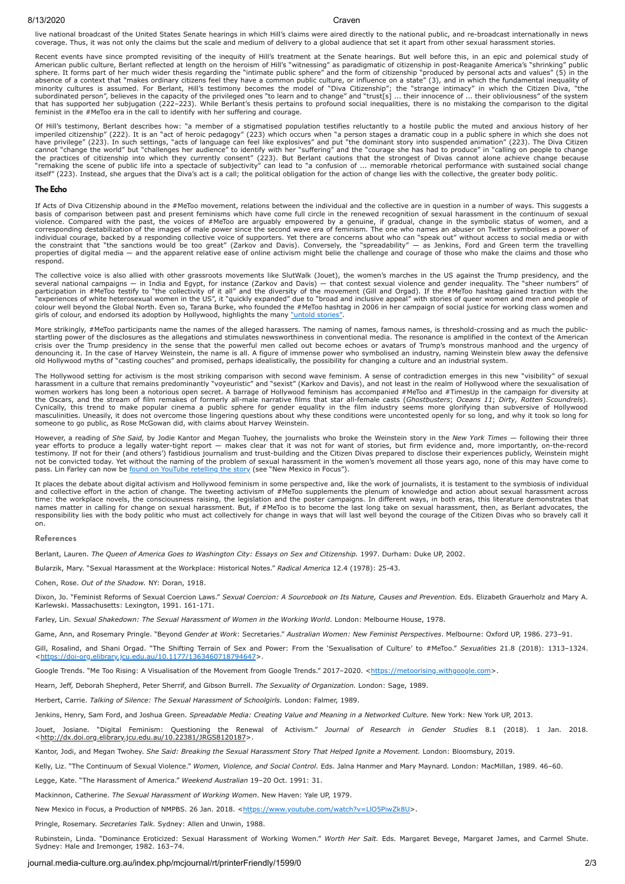live national broadcast of the United States Senate hearings in which Hill's claims were aired directly to the national public, and re-broadcast internationally in news coverage. Thus, it was not only the claims but the scale and medium of delivery to a global audience that set it apart from other sexual harassment stories.

Recent events have since prompted revisiting of the inequity of Hill's treatment at the Senate hearings. But well before this, in an epic and polemical study of American public culture, Berlant reflected at length on the heroism of Hill's "witnessing" as paradigmatic of citizenship in post-Reaganite America's "shrinking" public sphere. It forms part of her much wider thesis regarding the "intimate public sphere" and the form of citizenship "produced by personal acts and values" (5) in the absence of a context that "makes ordinary citizens feel they have a common public culture, or influence on a state" (3), and in which the fundamental inequality of minority cultures is assumed. For Berlant, Hill's testimony becomes the model of "Diva Citizenship"; the "strange intimacy" in which the Citizen Diva, "the subordinated person", believes in the capacity of the privileged ones "to learn and to change" and "trust[s] ... their innocence of ... their obliviousness" of the system that has supported her subjugation (222–223). While Berlant's thesis pertains to profound social inequalities, there is no mistaking the comparison to the digital feminist in the #MeToo era in the call to identify with her suffering and courage.

Of Hill's testimony, Berlant describes how: "a member of a stigmatised population testifies reluctantly to a hostile public the muted and anxious history of her imperiled citizenship" (222). It is an "act of heroic pedagogy" (223) which occurs when "a person stages a dramatic coup in a public sphere in which she does not have privilege" (223). In such settings, "acts of language can feel like explosives" and put "the dominant story into suspended animation" (223). The Diva Citizen cannot "change the world" but "challenges her audience" to identify with her "suffering" and the "courage she has had to produce" in "calling on people to change the practices of citizenship into which they currently consent" (223). But Berlant cautions that the strongest of Divas cannot alone achieve change because "remaking the scene of public life into a spectacle of subjectivity" can lead to "a confusion of ... memorable rhetorical performance with sustained social change itself" (223). Instead, she argues that the Diva's act is a call; the political obligation for the action of change lies with the collective, the greater body politic.

## The Echo

If Acts of Diva Citizenship abound in the #MeToo movement, relations between the individual and the collective are in question in a number of ways. This suggests a basis of comparison between past and present feminisms which have come full circle in the renewed recognition of sexual harassment in the continuum of sexual violence. Compared with the past, the voices of #MeToo are arguably empowered by a genuine, if gradual, change in the symbolic status of women, and a corresponding destabilization of the images of male power since the second wave era of feminism. The one who names an abuser on Twitter symbolises a power of individual courage, backed by a responding collective voice of supporters. Yet there are concerns about who can "speak out" without access to social media or with the constraint that "the sanctions would be too great" (Zarkov and Davis). Conversely, the "spreadability" — as Jenkins, Ford and Green term the travelling properties of digital media — and the apparent relative ease of online activism might belie the challenge and courage of those who make the claims and those who respond.

The collective voice is also allied with other grassroots movements like SlutWalk (Jouet), the women's marches in the US against the Trump presidency, and the several national campaigns — in India and Egypt, for instance (Zarkov and Davis) — that contest sexual violence and gender inequality. The "sheer numbers" of participation in #MeToo testify to "the collectivity of it all" and the diversity of the movement (Gill and Orgad). If the #MeToo hashtag gained traction with the "experiences of white heterosexual women in the US", it "quickly expanded" due to "broad and inclusive appeal" with stories of queer women and men and people of colour well beyond the Global North. Even so, Tarana Burke, who founded the #MeToo hashtag in 2006 in her campaign of social justice for working class women and girls of colour, and endorsed its adoption by Hollywood, highlights the many "untold stories".

More strikingly, #MeToo participants name the names of the alleged harassers. The naming of names, famous names, is threshold-crossing and as much the public-startling power of the disclosures as the allegations and stimulates newsworthiness in conventional media. The resonance is amplified in the context of the American crisis over the Trump presidency in the sense that the powerful men called out become echoes or avatars of Trump's monstrous manhood and the urgency of denouncing it. In the case of Harvey Weinstein, the name is all. A figure of immense power who symbolised an industry, naming Weinstein blew away the defensive old Hollywood myths of "casting couches" and promised, perhaps idealistically, the possibility for changing a culture and an industrial system.

The Hollywood setting for activism is the most striking comparison with second wave feminism. A sense of contradiction emerges in this new "visibility" of sexual harassment in a culture that remains predominantly "voyeuristic" and "sexist" (Karkov and Davis), and not least in the realm of Hollywood where the sexualisation of women workers has long been a notorious open secret. A barrage of Hollywood feminism has accompanied #MeToo and #TimesUp in the campaign for diversity at the Oscars, and the stream of film remakes of formerly all-male narrative films that star all-female casts (*Ghostbusters*; *Oceans 11*; *Dirty, Rotten Scoundrels*). Cynically, this trend to make popular cinema a public sphere for gender equality in the film industry seems more glorifying than subversive of Hollywood masculinities. Uneasily, it does not overcome those lingering questions about why these conditions were uncontested openly for so long, and why it took so long for someone to go public, as Rose McGowan did, with claims about Harvey Weinstein.

However, a reading of *She Said*, by Jodie Kantor and Megan Tuohey, the journalists who broke the Weinstein story in the *New York Times* — following their three year efforts to produce a legally water-tight report — makes clear that it was not for want of stories, but firm evidence and, more importantly, on-the-record testimony. If not for their (and others') fastidious journalism and trust-building and the Citizen Divas prepared to disclose their experiences publicly, Weinstein might not be convicted today. Yet without the naming of the problem of sexual harassment in the women's movement all those years ago, none of this may have come to pass. Lin Farley can now be found on YouTube retelling the story (see "New Mexico in Focus").

It places the debate about digital activism and Hollywood feminism in some perspective and, like the work of journalists, it is testament to the symbiosis of individual and collective effort in the action of change. The tweeting activism of #MeToo supplements the plenum of knowledge and action about sexual harassment across time: the workplace novels, the consciousness raising, the legislation and the poster campaigns. In different ways, in both eras, this literature demonstrates that names matter in calling for change on sexual harassment. But, if #MeToo is to become the last long take on sexual harassment, then, as Berlant advocates, the responsibility lies with the body politic who must act collectively for change in ways that will last well beyond the courage of the Citizen Divas who so bravely call it on.

### References

Berlant, Lauren. *The Queen of America Goes to Washington City: Essays on Sex and Citizenship.* 1997. Durham: Duke UP, 2002.

Bularzik, Mary. "Sexual Harassment at the Workplace: Historical Notes." *Radical America* 12.4 (1978): 25-43.

Cohen, Rose. *Out of the Shadow.* NY: Doran, 1918.

Dixon, Jo. "Feminist Reforms of Sexual Coercion Laws." *Sexual Coercion: A Sourcebook on Its Nature, Causes and Prevention.* Eds. Elizabeth Grauerholz and Mary A. Karlewski. Massachusetts: Lexington, 1991. 161-171.

Farley, Lin. *Sexual Shakedown: The Sexual Harassment of Women in the Working World.* London: Melbourne House, 1978.

Game, Ann, and Rosemary Pringle. "Beyond *Gender at Work*: Secretaries." *Australian Women: New Feminist Perspectives*. Melbourne: Oxford UP, 1986. 273–91.

Gill, Rosalind, and Shani Orgad. "The Shifting Terrain of Sex and Power: From the 'Sexualisation of Culture' to #MeToo." *Sexualities* 21.8 (2018): 1313–1324. <https://doi-org.elibrary.jcu.edu.au/10.1177/1363460718794647>.

Google Trends. "Me Too Rising: A Visualisation of the Movement from Google Trends." 2017–2020. <https://metoorising.withgoogle.com>.

Hearn, Jeff, Deborah Shepherd, Peter Sherrif, and Gibson Burrell. *The Sexuality of Organization.* London: Sage, 1989.

Herbert, Carrie. *Talking of Silence: The Sexual Harassment of Schoolgirls.* London: Falmer, 1989.

Jenkins, Henry, Sam Ford, and Joshua Green. *Spreadable Media: Creating Value and Meaning in a Networked Culture.* New York: New York UP, 2013.

Jouet, Josiane. "Digital Feminism: Questioning the Renewal of Activism." *Journal of Research in Gender Studies* 8.1 (2018). 1 Jan. 2018. <http://dx.doi.org.elibrary.jcu.edu.au/10.22381/JRGS8120187>.

Kantor, Jodi, and Megan Twohey. *She Said: Breaking the Sexual Harassment Story That Helped Ignite a Movement.* London: Bloomsbury, 2019.

Kelly, Liz. "The Continuum of Sexual Violence." *Women, Violence, and Social Control.* Eds. Jalna Hanmer and Mary Maynard. London: MacMillan, 1989. 46–60.

Legge, Kate. "The Harassment of America." *Weekend Australian* 19–20 Oct. 1991: 31.

Mackinnon, Catherine. *The Sexual Harassment of Working Women.* New Haven: Yale UP, 1979.

New Mexico in Focus, a Production of NMPBS. 26 Jan. 2018. <https://www.youtube.com/watch?v=LlO5PiwZk8U>.

Pringle, Rosemary. *Secretaries Talk.* Sydney: Allen and Unwin, 1988.

Rubinstein, Linda. "Dominance Eroticized: Sexual Harassment of Working Women." *Worth Her Salt.* Eds. Margaret Bevege, Margaret James, and Carmel Shute. Sydney: Hale and Iremonger, 1982. 163–74.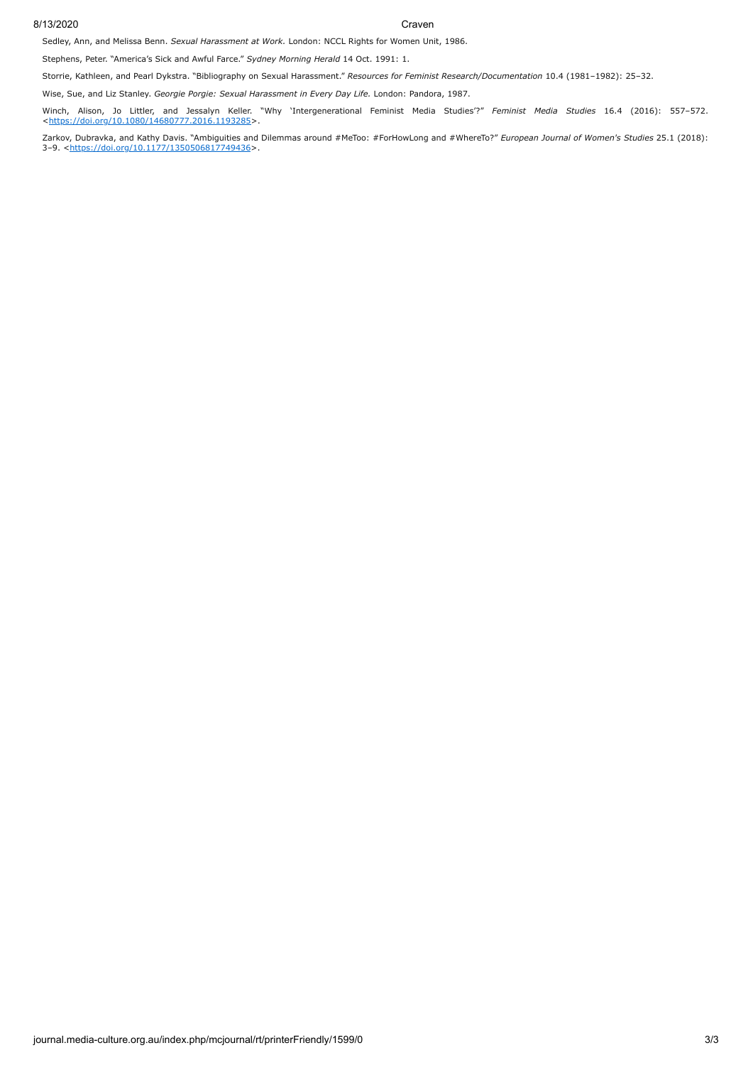Sedley, Ann, and Melissa Benn. *Sexual Harassment at Work.* London: NCCL Rights for Women Unit, 1986.

Stephens, Peter. "America's Sick and Awful Farce." *Sydney Morning Herald* 14 Oct. 1991: 1.

Storrie, Kathleen, and Pearl Dykstra. "Bibliography on Sexual Harassment." *Resources for Feminist Research/Documentation* 10.4 (1981–1982): 25–32.

Wise, Sue, and Liz Stanley. *Georgie Porgie: Sexual Harassment in Every Day Life.* London: Pandora, 1987.

Winch, Alison, Jo Littler, and Jessalyn Keller. "Why 'Intergenerational Feminist Media Studies'?" *Feminist Media Studies* 16.4 (2016): 557–572. <https://doi.org/10.1080/14680777.2016.1193285>.

Zarkov, Dubravka, and Kathy Davis. "Ambiguities and Dilemmas around #MeToo: #ForHowLong and #WhereTo?" *European Journal of Women's Studies* 25.1 (2018): 3–9. <https://doi.org/10.1177/1350506817749436>.